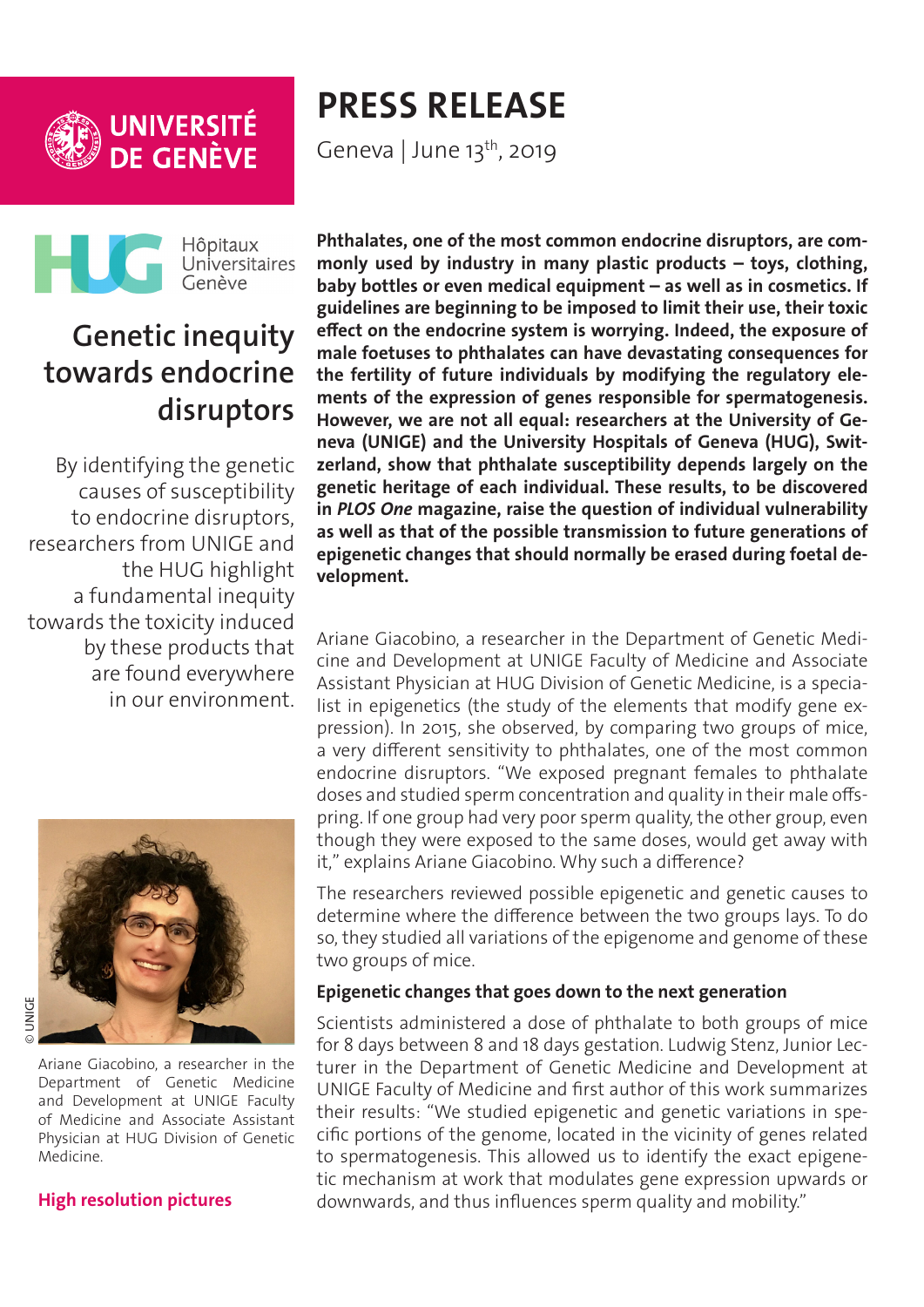UNIVERSITÉ DE GENÈVE

Hôpitaux Universitaires Genève

# PRESS RELEASE

Geneva | June 13th, 2019

## Genetic inequity towards endocrine disruptors

By identifying the genetic causes of susceptibility to endocrine disruptors, researchers from UNIGE and the HUG highlight a fundamental inequity towards the toxicity induced by these products that are found everywhere in our environment.

**Phthalates, one of the most common endocrine disruptors, are commonly used by industry in many plastic products – toys, clothing, baby bottles or even medical equipment – as well as in cosmetics. If guidelines are beginning to be imposed to limit their use, their toxic effect on the endocrine system is worrying. Indeed, the exposure of male foetuses to phthalates can have devastating consequences for the fertility of future individuals by modifying the regulatory elements of the expression of genes responsible for spermatogenesis. However, we are not all equal: researchers at the University of Geneva (UNIGE) and the University Hospitals of Geneva (HUG), Switzerland, show that phthalate susceptibility depends largely on the genetic heritage of each individual. These results, to be discovered in *PLOS One* magazine, raise the question of individual vulnerability as well as that of the possible transmission to future generations of epigenetic changes that should normally be erased during foetal development.**

Ariane Giacobino, a researcher in the Department of Genetic Medicine and Development at UNIGE Faculty of Medicine and Associate Assistant Physician at HUG Division of Genetic Medicine, is a specialist in epigenetics (the study of the elements that modify gene expression). In 2015, she observed, by comparing two groups of mice, a very different sensitivity to phthalates, one of the most common endocrine disruptors. "We exposed pregnant females to phthalate doses and studied sperm concentration and quality in their male offspring. If one group had very poor sperm quality, the other group, even though they were exposed to the same doses, would get away with it," explains Ariane Giacobino. Why such a difference?

The researchers reviewed possible epigenetic and genetic causes to determine where the difference between the two groups lays. To do so, they studied all variations of the epigenome and genome of these two groups of mice.

### Epigenetic changes that goes down to the next generation

Scientists administered a dose of phthalate to both groups of mice for 8 days between 8 and 18 days gestation. Ludwig Stenz, Junior Lecturer in the Department of Genetic Medicine and Development at UNIGE Faculty of Medicine and first author of this work summarizes their results: "We studied epigenetic and genetic variations in specific portions of the genome, located in the vicinity of genes related to spermatogenesis. This allowed us to identify the exact epigenetic mechanism at work that modulates gene expression upwards or downwards, and thus influences sperm quality and mobility."

© UNIGE

Ariane Giacobino, a researcher in the Department of Genetic Medicine and Development at UNIGE Faculty of Medicine and Associate Assistant Physician at HUG Division of Genetic Medicine.

**High resolution pictures**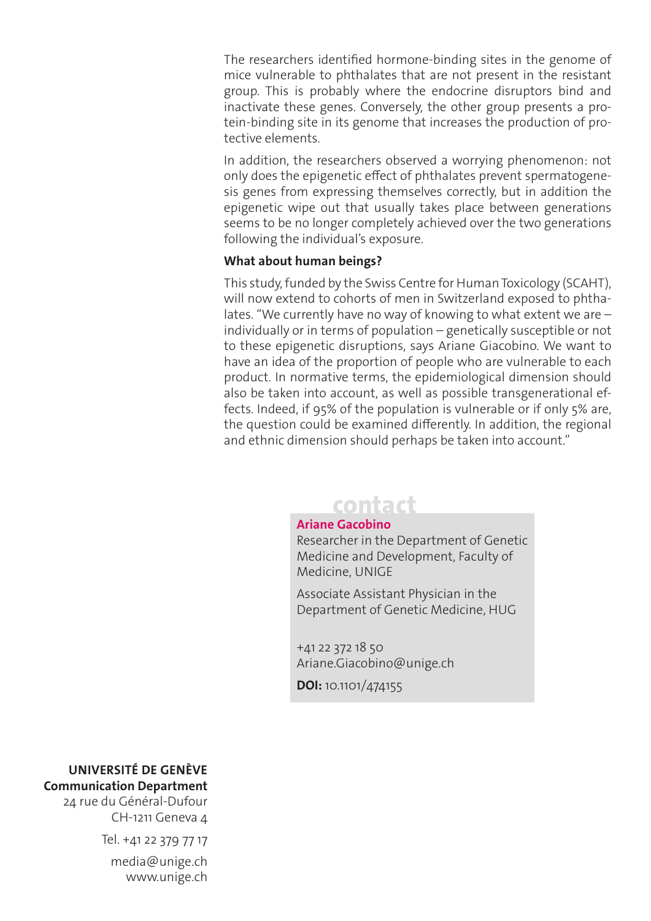The researchers identified hormone-binding sites in the genome of mice vulnerable to phthalates that are not present in the resistant group. This is probably where the endocrine disruptors bind and inactivate these genes. Conversely, the other group presents a protein-binding site in its genome that increases the production of protective elements.

In addition, the researchers observed a worrying phenomenon: not only does the epigenetic effect of phthalates prevent spermatogenesis genes from expressing themselves correctly, but in addition the epigenetic wipe out that usually takes place between generations seems to be no longer completely achieved over the two generations following the individual's exposure.

**What about human beings?**

This study, funded by the Swiss Centre for Human Toxicology (SCAHT), will now extend to cohorts of men in Switzerland exposed to phthalates. "We currently have no way of knowing to what extent we are – individually or in terms of population – genetically susceptible or not to these epigenetic disruptions, says Ariane Giacobino. We want to have an idea of the proportion of people who are vulnerable to each product. In normative terms, the epidemiological dimension should also be taken into account, as well as possible transgenerational effects. Indeed, if 95% of the population is vulnerable or if only 5% are, the question could be examined differently. In addition, the regional and ethnic dimension should perhaps be taken into account."

## contact

**Ariane Gacobino**
Researcher in the Department of Genetic Medicine and Development, Faculty of Medicine, UNIGE

Associate Assistant Physician in the Department of Genetic Medicine, HUG

+41 22 372 18 50
Ariane.Giacobino@unige.ch

**DOI:** 10.1101/474155

**UNIVERSITÉ DE GENÈVE**
**Communication Department**
24 rue du Général-Dufour
CH-1211 Geneva 4

Tel. +41 22 379 77 17

media@unige.ch
www.unige.ch